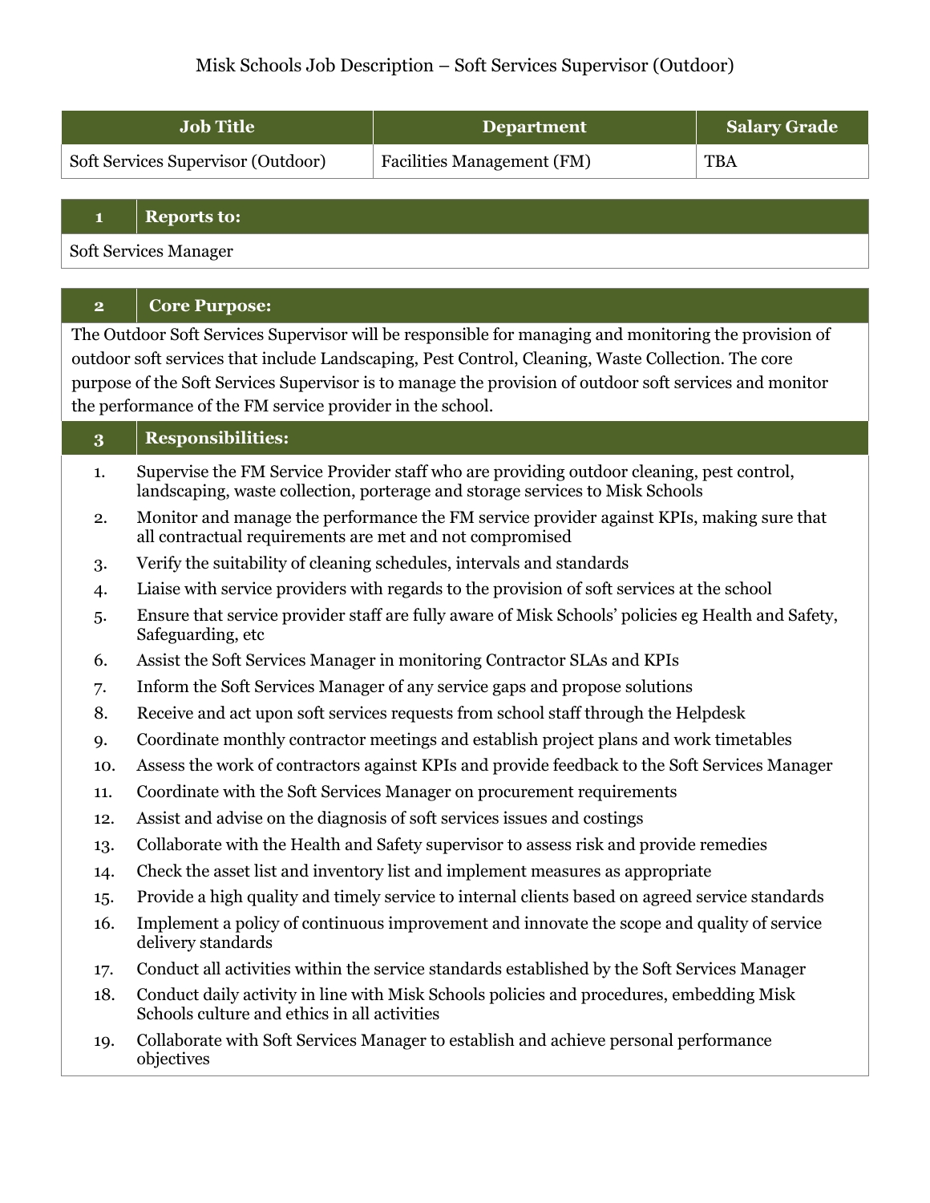# Misk Schools Job Description – Soft Services Supervisor (Outdoor)

| Job Title | Department | Salary Grade |
|---|---|---|
| Soft Services Supervisor (Outdoor) | Facilities Management (FM) | TBA |

## 1 Reports to:

Soft Services Manager

## 2 Core Purpose:

The Outdoor Soft Services Supervisor will be responsible for managing and monitoring the provision of outdoor soft services that include Landscaping, Pest Control, Cleaning, Waste Collection. The core purpose of the Soft Services Supervisor is to manage the provision of outdoor soft services and monitor the performance of the FM service provider in the school.

## 3 Responsibilities:

1. Supervise the FM Service Provider staff who are providing outdoor cleaning, pest control, landscaping, waste collection, porterage and storage services to Misk Schools
2. Monitor and manage the performance the FM service provider against KPIs, making sure that all contractual requirements are met and not compromised
3. Verify the suitability of cleaning schedules, intervals and standards
4. Liaise with service providers with regards to the provision of soft services at the school
5. Ensure that service provider staff are fully aware of Misk Schools' policies eg Health and Safety, Safeguarding, etc
6. Assist the Soft Services Manager in monitoring Contractor SLAs and KPIs
7. Inform the Soft Services Manager of any service gaps and propose solutions
8. Receive and act upon soft services requests from school staff through the Helpdesk
9. Coordinate monthly contractor meetings and establish project plans and work timetables
10. Assess the work of contractors against KPIs and provide feedback to the Soft Services Manager
11. Coordinate with the Soft Services Manager on procurement requirements
12. Assist and advise on the diagnosis of soft services issues and costings
13. Collaborate with the Health and Safety supervisor to assess risk and provide remedies
14. Check the asset list and inventory list and implement measures as appropriate
15. Provide a high quality and timely service to internal clients based on agreed service standards
16. Implement a policy of continuous improvement and innovate the scope and quality of service delivery standards
17. Conduct all activities within the service standards established by the Soft Services Manager
18. Conduct daily activity in line with Misk Schools policies and procedures, embedding Misk Schools culture and ethics in all activities
19. Collaborate with Soft Services Manager to establish and achieve personal performance objectives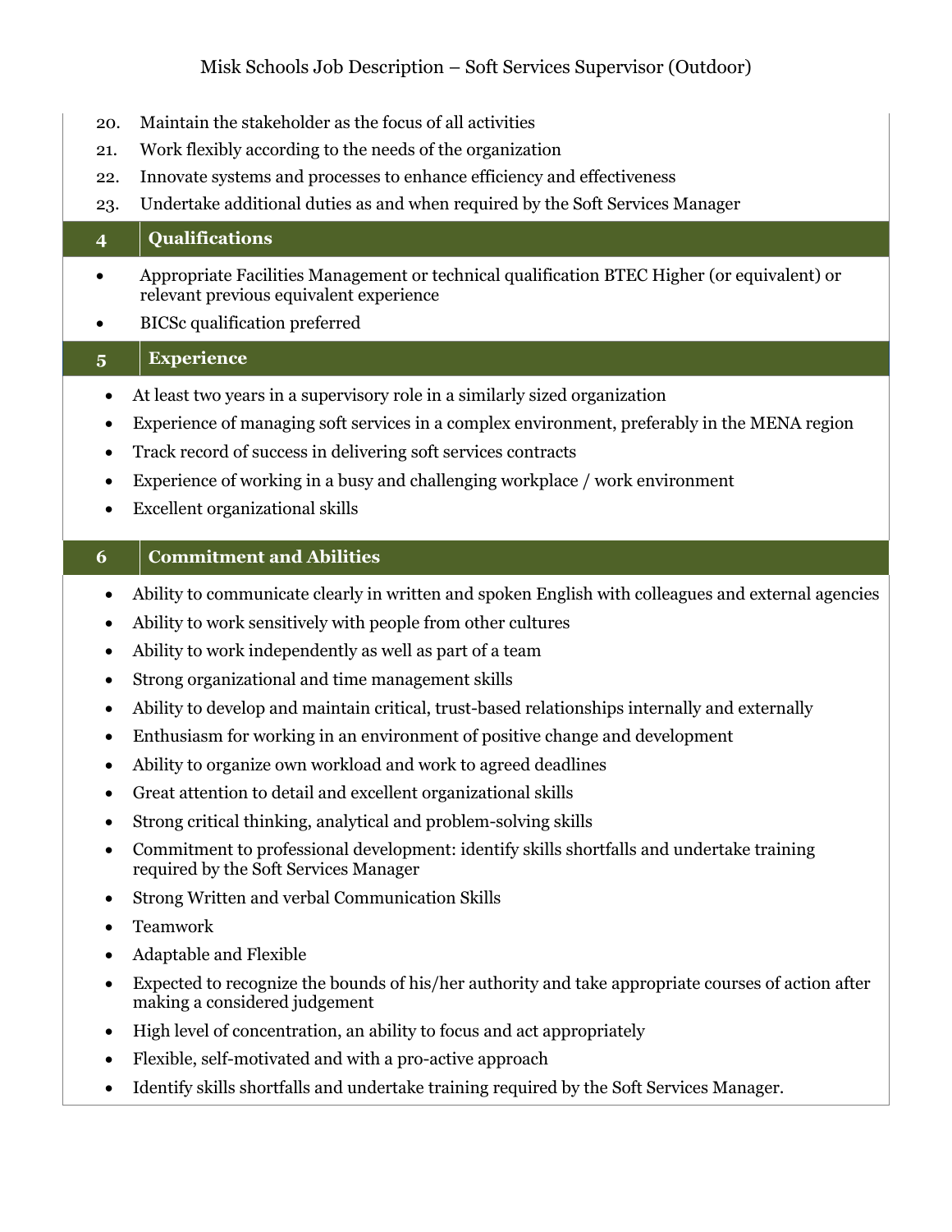20. Maintain the stakeholder as the focus of all activities
21. Work flexibly according to the needs of the organization
22. Innovate systems and processes to enhance efficiency and effectiveness
23. Undertake additional duties as and when required by the Soft Services Manager

## 4 Qualifications

- Appropriate Facilities Management or technical qualification BTEC Higher (or equivalent) or relevant previous equivalent experience
- BICSc qualification preferred

## 5 Experience

- At least two years in a supervisory role in a similarly sized organization
- Experience of managing soft services in a complex environment, preferably in the MENA region
- Track record of success in delivering soft services contracts
- Experience of working in a busy and challenging workplace / work environment
- Excellent organizational skills

## 6 Commitment and Abilities

- Ability to communicate clearly in written and spoken English with colleagues and external agencies
- Ability to work sensitively with people from other cultures
- Ability to work independently as well as part of a team
- Strong organizational and time management skills
- Ability to develop and maintain critical, trust-based relationships internally and externally
- Enthusiasm for working in an environment of positive change and development
- Ability to organize own workload and work to agreed deadlines
- Great attention to detail and excellent organizational skills
- Strong critical thinking, analytical and problem-solving skills
- Commitment to professional development: identify skills shortfalls and undertake training required by the Soft Services Manager
- Strong Written and verbal Communication Skills
- Teamwork
- Adaptable and Flexible
- Expected to recognize the bounds of his/her authority and take appropriate courses of action after making a considered judgement
- High level of concentration, an ability to focus and act appropriately
- Flexible, self-motivated and with a pro-active approach
- Identify skills shortfalls and undertake training required by the Soft Services Manager.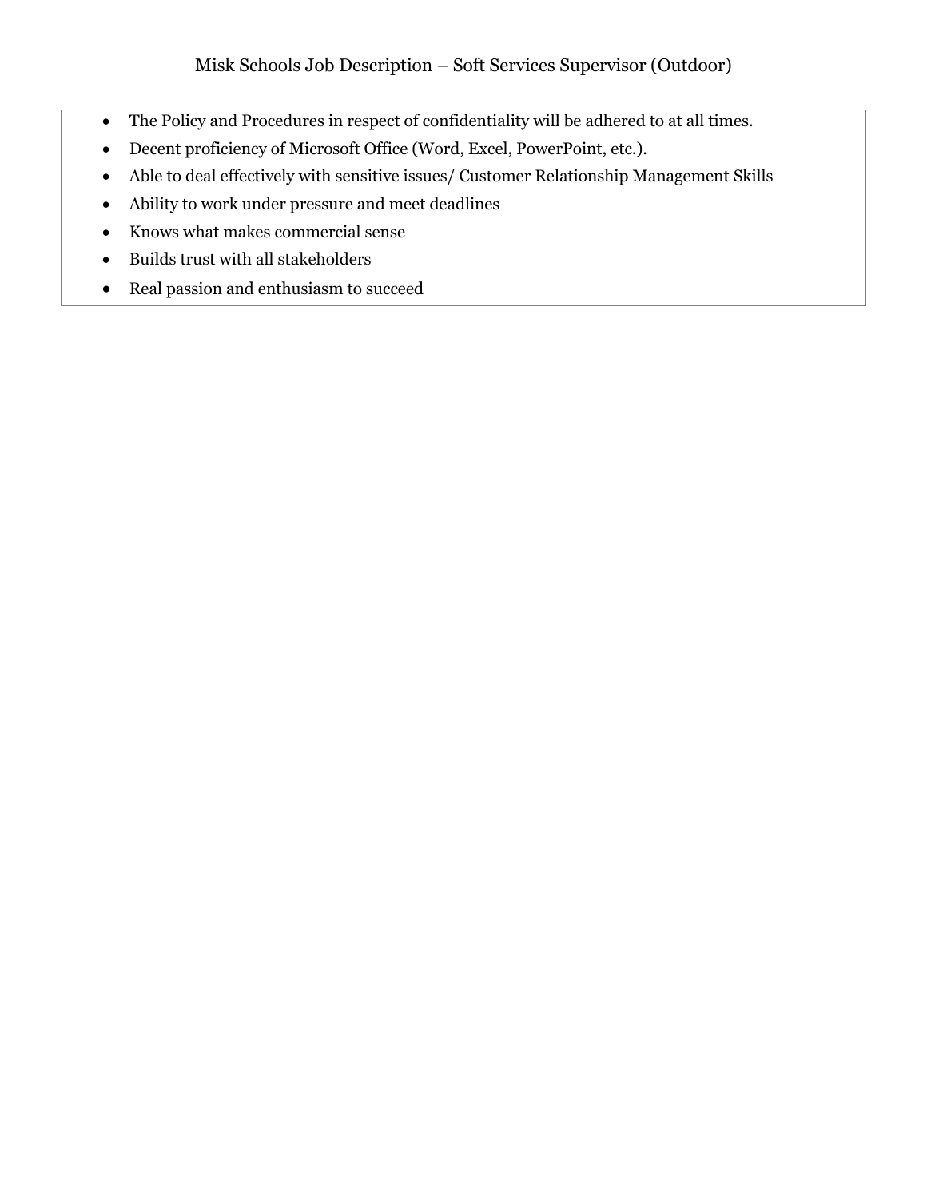- The Policy and Procedures in respect of confidentiality will be adhered to at all times.
- Decent proficiency of Microsoft Office (Word, Excel, PowerPoint, etc.).
- Able to deal effectively with sensitive issues/ Customer Relationship Management Skills
- Ability to work under pressure and meet deadlines
- Knows what makes commercial sense
- Builds trust with all stakeholders
- Real passion and enthusiasm to succeed